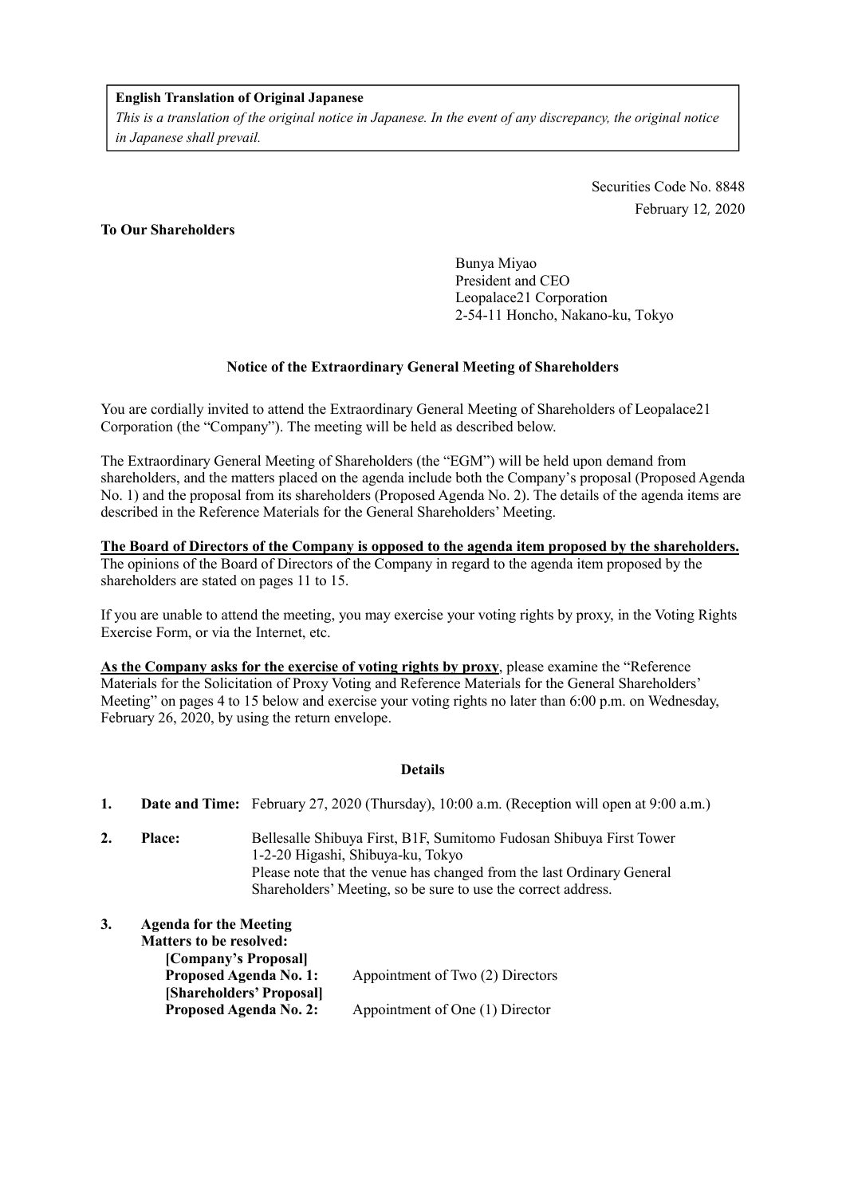**English Translation of Original Japanese**

*This is a translation of the original notice in Japanese. In the event of any discrepancy, the original notice in Japanese shall prevail.*

Securities Code No. 8848
February 12, 2020

**To Our Shareholders**

Bunya Miyao
President and CEO
Leopalace21 Corporation
2-54-11 Honcho, Nakano-ku, Tokyo

## Notice of the Extraordinary General Meeting of Shareholders

You are cordially invited to attend the Extraordinary General Meeting of Shareholders of Leopalace21 Corporation (the "Company"). The meeting will be held as described below.

The Extraordinary General Meeting of Shareholders (the "EGM") will be held upon demand from shareholders, and the matters placed on the agenda include both the Company's proposal (Proposed Agenda No. 1) and the proposal from its shareholders (Proposed Agenda No. 2). The details of the agenda items are described in the Reference Materials for the General Shareholders' Meeting.

**The Board of Directors of the Company is opposed to the agenda item proposed by the shareholders.** The opinions of the Board of Directors of the Company in regard to the agenda item proposed by the shareholders are stated on pages 11 to 15.

If you are unable to attend the meeting, you may exercise your voting rights by proxy, in the Voting Rights Exercise Form, or via the Internet, etc.

**As the Company asks for the exercise of voting rights by proxy**, please examine the "Reference Materials for the Solicitation of Proxy Voting and Reference Materials for the General Shareholders' Meeting" on pages 4 to 15 below and exercise your voting rights no later than 6:00 p.m. on Wednesday, February 26, 2020, by using the return envelope.

### Details

1. **Date and Time:** February 27, 2020 (Thursday), 10:00 a.m. (Reception will open at 9:00 a.m.)

2. **Place:** Bellesalle Shibuya First, B1F, Sumitomo Fudosan Shibuya First Tower
   1-2-20 Higashi, Shibuya-ku, Tokyo
   Please note that the venue has changed from the last Ordinary General Shareholders' Meeting, so be sure to use the correct address.

3. **Agenda for the Meeting**
   **Matters to be resolved:**
   **[Company's Proposal]**
   **Proposed Agenda No. 1:** Appointment of Two (2) Directors
   **[Shareholders' Proposal]**
   **Proposed Agenda No. 2:** Appointment of One (1) Director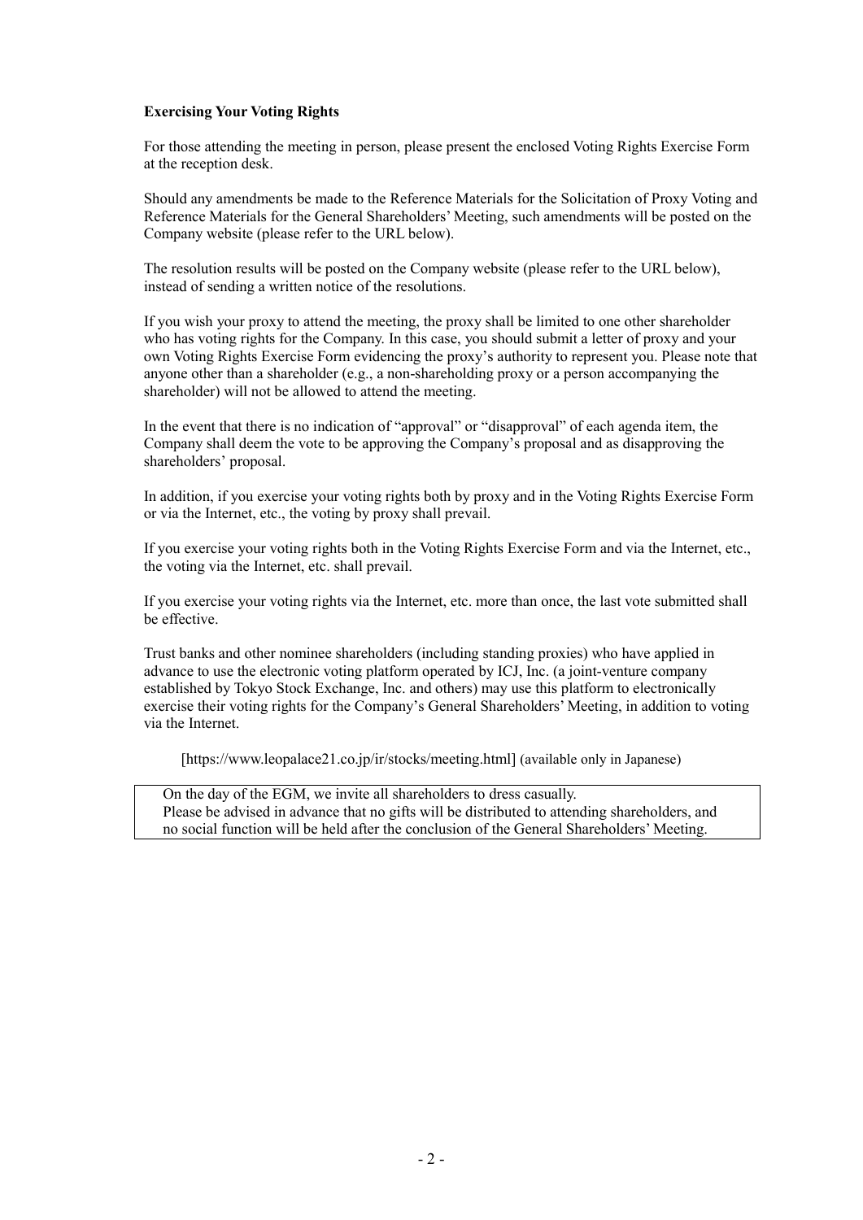**Exercising Your Voting Rights**

For those attending the meeting in person, please present the enclosed Voting Rights Exercise Form at the reception desk.

Should any amendments be made to the Reference Materials for the Solicitation of Proxy Voting and Reference Materials for the General Shareholders' Meeting, such amendments will be posted on the Company website (please refer to the URL below).

The resolution results will be posted on the Company website (please refer to the URL below), instead of sending a written notice of the resolutions.

If you wish your proxy to attend the meeting, the proxy shall be limited to one other shareholder who has voting rights for the Company. In this case, you should submit a letter of proxy and your own Voting Rights Exercise Form evidencing the proxy's authority to represent you. Please note that anyone other than a shareholder (e.g., a non-shareholding proxy or a person accompanying the shareholder) will not be allowed to attend the meeting.

In the event that there is no indication of "approval" or "disapproval" of each agenda item, the Company shall deem the vote to be approving the Company's proposal and as disapproving the shareholders' proposal.

In addition, if you exercise your voting rights both by proxy and in the Voting Rights Exercise Form or via the Internet, etc., the voting by proxy shall prevail.

If you exercise your voting rights both in the Voting Rights Exercise Form and via the Internet, etc., the voting via the Internet, etc. shall prevail.

If you exercise your voting rights via the Internet, etc. more than once, the last vote submitted shall be effective.

Trust banks and other nominee shareholders (including standing proxies) who have applied in advance to use the electronic voting platform operated by ICJ, Inc. (a joint-venture company established by Tokyo Stock Exchange, Inc. and others) may use this platform to electronically exercise their voting rights for the Company's General Shareholders' Meeting, in addition to voting via the Internet.

[https://www.leopalace21.co.jp/ir/stocks/meeting.html] (available only in Japanese)

On the day of the EGM, we invite all shareholders to dress casually.
Please be advised in advance that no gifts will be distributed to attending shareholders, and no social function will be held after the conclusion of the General Shareholders' Meeting.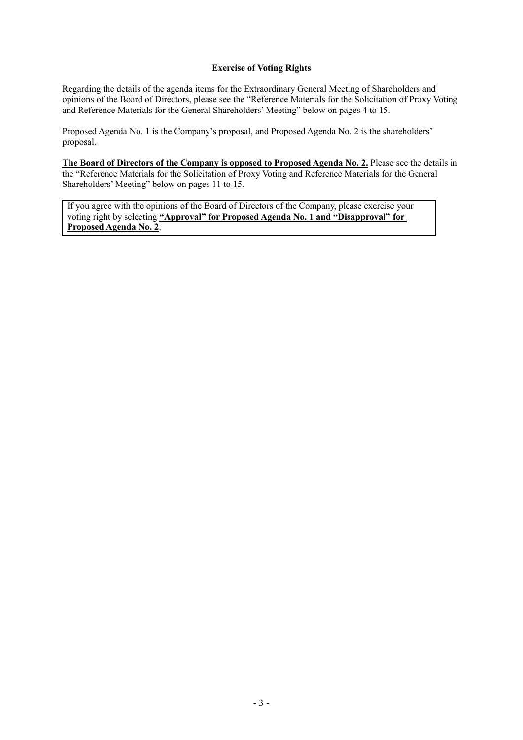## Exercise of Voting Rights

Regarding the details of the agenda items for the Extraordinary General Meeting of Shareholders and opinions of the Board of Directors, please see the "Reference Materials for the Solicitation of Proxy Voting and Reference Materials for the General Shareholders' Meeting" below on pages 4 to 15.

Proposed Agenda No. 1 is the Company's proposal, and Proposed Agenda No. 2 is the shareholders' proposal.

**The Board of Directors of the Company is opposed to Proposed Agenda No. 2.** Please see the details in the "Reference Materials for the Solicitation of Proxy Voting and Reference Materials for the General Shareholders' Meeting" below on pages 11 to 15.

> If you agree with the opinions of the Board of Directors of the Company, please exercise your voting right by selecting **"Approval" for Proposed Agenda No. 1 and "Disapproval" for Proposed Agenda No. 2**.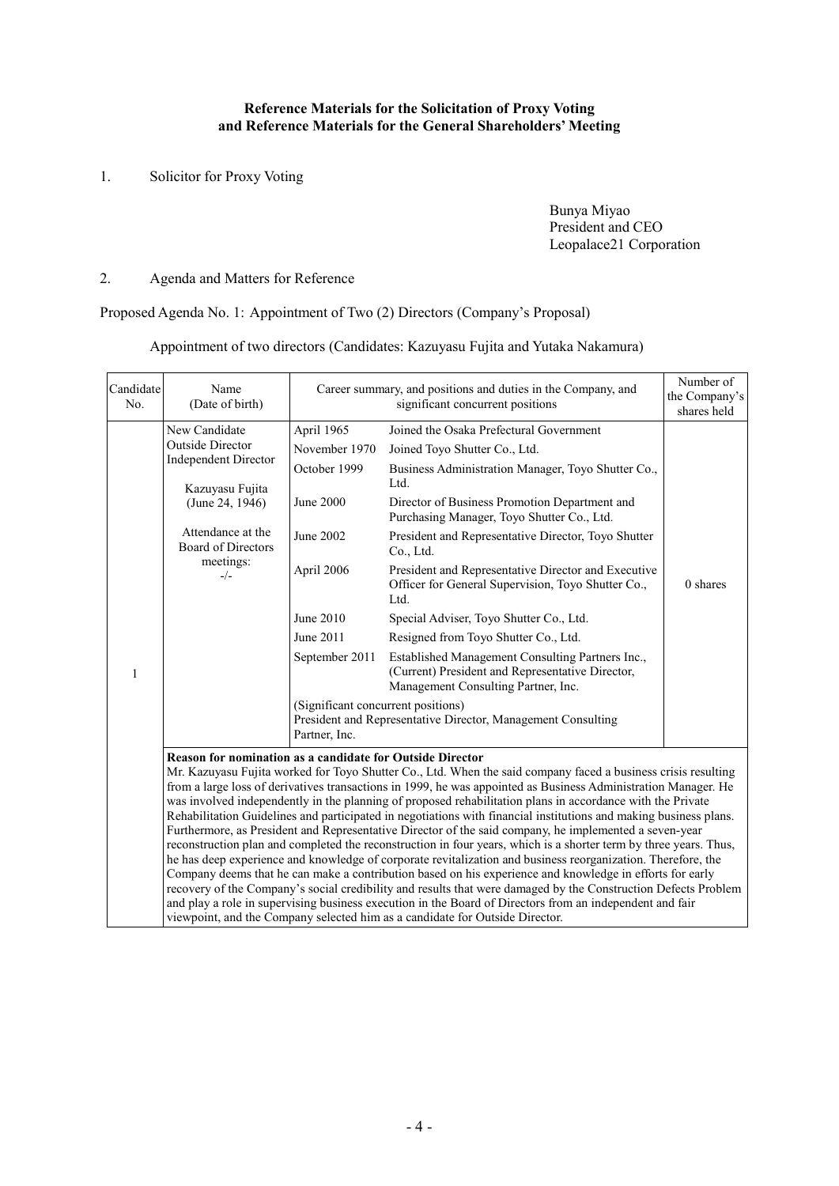**Reference Materials for the Solicitation of Proxy Voting and Reference Materials for the General Shareholders' Meeting**

1. Solicitor for Proxy Voting

Bunya Miyao
President and CEO
Leopalace21 Corporation

2. Agenda and Matters for Reference

Proposed Agenda No. 1: Appointment of Two (2) Directors (Company's Proposal)

Appointment of two directors (Candidates: Kazuyasu Fujita and Yutaka Nakamura)

| Candidate No. | Name (Date of birth) | Career summary, and positions and duties in the Company, and significant concurrent positions | | Number of the Company's shares held |
|---|---|---|---|---|
| 1 | New Candidate<br>Outside Director<br>Independent Director<br><br>Kazuyasu Fujita<br>(June 24, 1946)<br><br>Attendance at the Board of Directors meetings:<br>-/- | April 1965 | Joined the Osaka Prefectural Government | 0 shares |
| | | November 1970 | Joined Toyo Shutter Co., Ltd. | |
| | | October 1999 | Business Administration Manager, Toyo Shutter Co., Ltd. | |
| | | June 2000 | Director of Business Promotion Department and Purchasing Manager, Toyo Shutter Co., Ltd. | |
| | | June 2002 | President and Representative Director, Toyo Shutter Co., Ltd. | |
| | | April 2006 | President and Representative Director and Executive Officer for General Supervision, Toyo Shutter Co., Ltd. | |
| | | June 2010 | Special Adviser, Toyo Shutter Co., Ltd. | |
| | | June 2011 | Resigned from Toyo Shutter Co., Ltd. | |
| | | September 2011 | Established Management Consulting Partners Inc., (Current) President and Representative Director, Management Consulting Partner, Inc. | |
| | | (Significant concurrent positions)<br>President and Representative Director, Management Consulting Partner, Inc. | | |
| | **Reason for nomination as a candidate for Outside Director**<br>Mr. Kazuyasu Fujita worked for Toyo Shutter Co., Ltd. When the said company faced a business crisis resulting from a large loss of derivatives transactions in 1999, he was appointed as Business Administration Manager. He was involved independently in the planning of proposed rehabilitation plans in accordance with the Private Rehabilitation Guidelines and participated in negotiations with financial institutions and making business plans. Furthermore, as President and Representative Director of the said company, he implemented a seven-year reconstruction plan and completed the reconstruction in four years, which is a shorter term by three years. Thus, he has deep experience and knowledge of corporate revitalization and business reorganization. Therefore, the Company deems that he can make a contribution based on his experience and knowledge in efforts for early recovery of the Company's social credibility and results that were damaged by the Construction Defects Problem and play a role in supervising business execution in the Board of Directors from an independent and fair viewpoint, and the Company selected him as a candidate for Outside Director. | | | |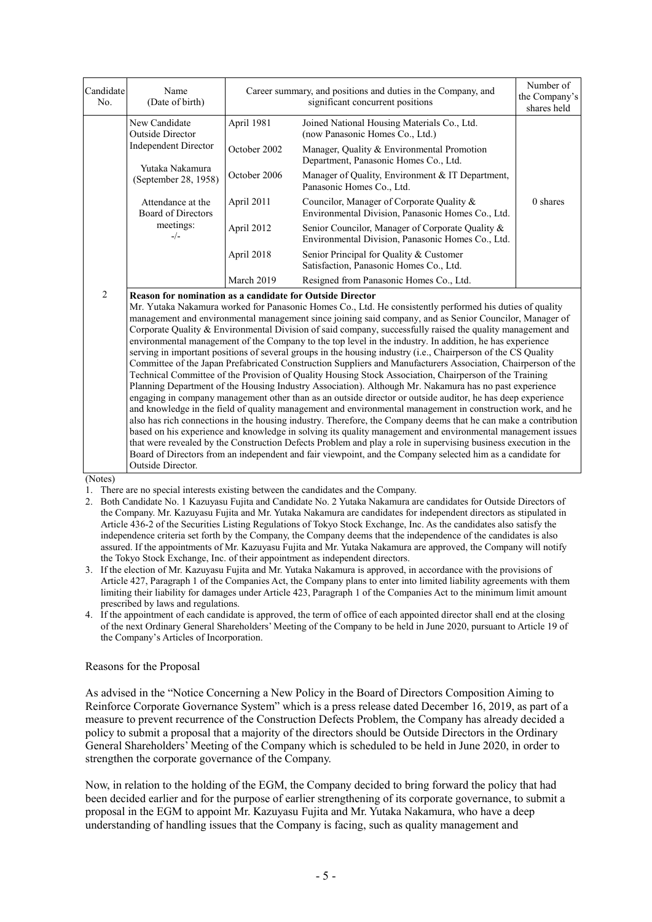| Candidate No. | Name (Date of birth) | Career summary, and positions and duties in the Company, and significant concurrent positions | | Number of the Company's shares held |
|---|---|---|---|---|
| 2 | New Candidate<br>Outside Director<br>Independent Director<br><br>Yutaka Nakamura<br>(September 28, 1958)<br><br>Attendance at the Board of Directors meetings:<br>-/- | April 1981 | Joined National Housing Materials Co., Ltd. (now Panasonic Homes Co., Ltd.) | 0 shares |
| | | October 2002 | Manager, Quality & Environmental Promotion Department, Panasonic Homes Co., Ltd. | |
| | | October 2006 | Manager of Quality, Environment & IT Department, Panasonic Homes Co., Ltd. | |
| | | April 2011 | Councilor, Manager of Corporate Quality & Environmental Division, Panasonic Homes Co., Ltd. | |
| | | April 2012 | Senior Councilor, Manager of Corporate Quality & Environmental Division, Panasonic Homes Co., Ltd. | |
| | | April 2018 | Senior Principal for Quality & Customer Satisfaction, Panasonic Homes Co., Ltd. | |
| | | March 2019 | Resigned from Panasonic Homes Co., Ltd. | |
| | **Reason for nomination as a candidate for Outside Director**<br>Mr. Yutaka Nakamura worked for Panasonic Homes Co., Ltd. He consistently performed his duties of quality management and environmental management since joining said company, and as Senior Councilor, Manager of Corporate Quality & Environmental Division of said company, successfully raised the quality management and environmental management of the Company to the top level in the industry. In addition, he has experience serving in important positions of several groups in the housing industry (i.e., Chairperson of the CS Quality Committee of the Japan Prefabricated Construction Suppliers and Manufacturers Association, Chairperson of the Technical Committee of the Provision of Quality Housing Stock Association, Chairperson of the Training Planning Department of the Housing Industry Association). Although Mr. Nakamura has no past experience engaging in company management other than as an outside director or outside auditor, he has deep experience and knowledge in the field of quality management and environmental management in construction work, and he also has rich connections in the housing industry. Therefore, the Company deems that he can make a contribution based on his experience and knowledge in solving its quality management and environmental management issues that were revealed by the Construction Defects Problem and play a role in supervising business execution in the Board of Directors from an independent and fair viewpoint, and the Company selected him as a candidate for Outside Director. | | | |

(Notes)

1. There are no special interests existing between the candidates and the Company.
2. Both Candidate No. 1 Kazuyasu Fujita and Candidate No. 2 Yutaka Nakamura are candidates for Outside Directors of the Company. Mr. Kazuyasu Fujita and Mr. Yutaka Nakamura are candidates for independent directors as stipulated in Article 436-2 of the Securities Listing Regulations of Tokyo Stock Exchange, Inc. As the candidates also satisfy the independence criteria set forth by the Company, the Company deems that the independence of the candidates is also assured. If the appointments of Mr. Kazuyasu Fujita and Mr. Yutaka Nakamura are approved, the Company will notify the Tokyo Stock Exchange, Inc. of their appointment as independent directors.
3. If the election of Mr. Kazuyasu Fujita and Mr. Yutaka Nakamura is approved, in accordance with the provisions of Article 427, Paragraph 1 of the Companies Act, the Company plans to enter into limited liability agreements with them limiting their liability for damages under Article 423, Paragraph 1 of the Companies Act to the minimum limit amount prescribed by laws and regulations.
4. If the appointment of each candidate is approved, the term of office of each appointed director shall end at the closing of the next Ordinary General Shareholders' Meeting of the Company to be held in June 2020, pursuant to Article 19 of the Company's Articles of Incorporation.

Reasons for the Proposal

As advised in the "Notice Concerning a New Policy in the Board of Directors Composition Aiming to Reinforce Corporate Governance System" which is a press release dated December 16, 2019, as part of a measure to prevent recurrence of the Construction Defects Problem, the Company has already decided a policy to submit a proposal that a majority of the directors should be Outside Directors in the Ordinary General Shareholders' Meeting of the Company which is scheduled to be held in June 2020, in order to strengthen the corporate governance of the Company.

Now, in relation to the holding of the EGM, the Company decided to bring forward the policy that had been decided earlier and for the purpose of earlier strengthening of its corporate governance, to submit a proposal in the EGM to appoint Mr. Kazuyasu Fujita and Mr. Yutaka Nakamura, who have a deep understanding of handling issues that the Company is facing, such as quality management and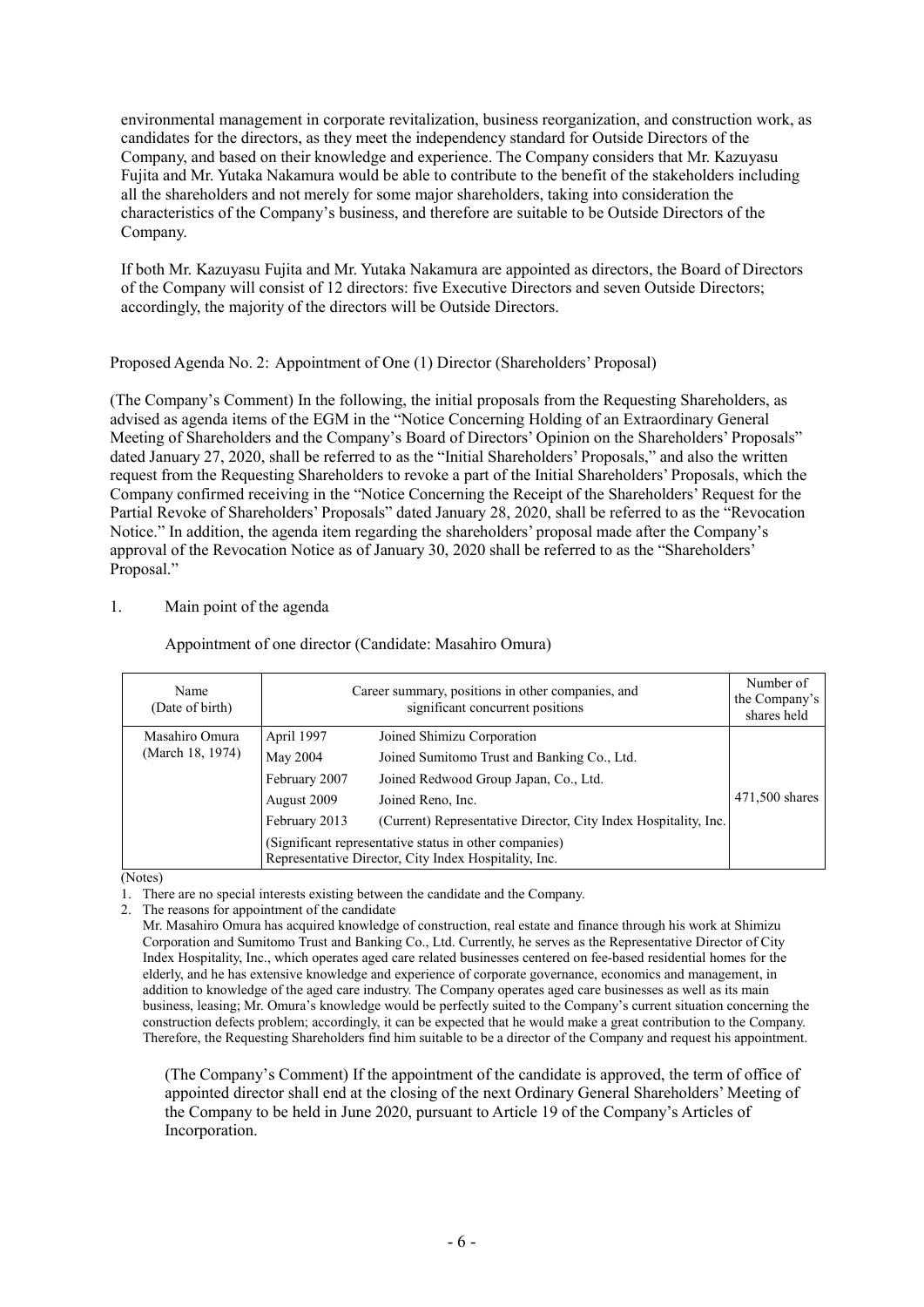environmental management in corporate revitalization, business reorganization, and construction work, as candidates for the directors, as they meet the independency standard for Outside Directors of the Company, and based on their knowledge and experience. The Company considers that Mr. Kazuyasu Fujita and Mr. Yutaka Nakamura would be able to contribute to the benefit of the stakeholders including all the shareholders and not merely for some major shareholders, taking into consideration the characteristics of the Company's business, and therefore are suitable to be Outside Directors of the Company.

If both Mr. Kazuyasu Fujita and Mr. Yutaka Nakamura are appointed as directors, the Board of Directors of the Company will consist of 12 directors: five Executive Directors and seven Outside Directors; accordingly, the majority of the directors will be Outside Directors.

Proposed Agenda No. 2: Appointment of One (1) Director (Shareholders' Proposal)

(The Company's Comment) In the following, the initial proposals from the Requesting Shareholders, as advised as agenda items of the EGM in the "Notice Concerning Holding of an Extraordinary General Meeting of Shareholders and the Company's Board of Directors' Opinion on the Shareholders' Proposals" dated January 27, 2020, shall be referred to as the "Initial Shareholders' Proposals," and also the written request from the Requesting Shareholders to revoke a part of the Initial Shareholders' Proposals, which the Company confirmed receiving in the "Notice Concerning the Receipt of the Shareholders' Request for the Partial Revoke of Shareholders' Proposals" dated January 28, 2020, shall be referred to as the "Revocation Notice." In addition, the agenda item regarding the shareholders' proposal made after the Company's approval of the Revocation Notice as of January 30, 2020 shall be referred to as the "Shareholders' Proposal."

1. Main point of the agenda

Appointment of one director (Candidate: Masahiro Omura)

| Name (Date of birth) | Career summary, positions in other companies, and significant concurrent positions | | Number of the Company's shares held |
|---|---|---|---|
| Masahiro Omura (March 18, 1974) | April 1997 | Joined Shimizu Corporation | 471,500 shares |
| | May 2004 | Joined Sumitomo Trust and Banking Co., Ltd. | |
| | February 2007 | Joined Redwood Group Japan, Co., Ltd. | |
| | August 2009 | Joined Reno, Inc. | |
| | February 2013 | (Current) Representative Director, City Index Hospitality, Inc. | |
| | (Significant representative status in other companies) Representative Director, City Index Hospitality, Inc. | | |

(Notes)

1. There are no special interests existing between the candidate and the Company.
2. The reasons for appointment of the candidate
   Mr. Masahiro Omura has acquired knowledge of construction, real estate and finance through his work at Shimizu Corporation and Sumitomo Trust and Banking Co., Ltd. Currently, he serves as the Representative Director of City Index Hospitality, Inc., which operates aged care related businesses centered on fee-based residential homes for the elderly, and he has extensive knowledge and experience of corporate governance, economics and management, in addition to knowledge of the aged care industry. The Company operates aged care businesses as well as its main business, leasing; Mr. Omura's knowledge would be perfectly suited to the Company's current situation concerning the construction defects problem; accordingly, it can be expected that he would make a great contribution to the Company. Therefore, the Requesting Shareholders find him suitable to be a director of the Company and request his appointment.

(The Company's Comment) If the appointment of the candidate is approved, the term of office of appointed director shall end at the closing of the next Ordinary General Shareholders' Meeting of the Company to be held in June 2020, pursuant to Article 19 of the Company's Articles of Incorporation.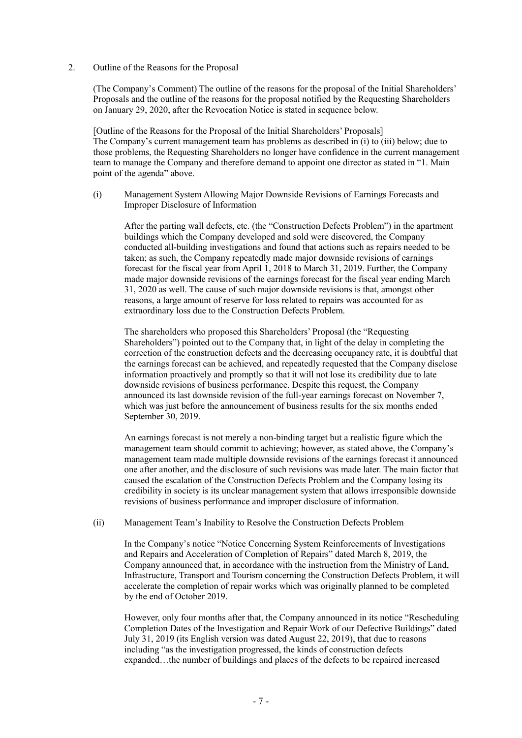## 2. Outline of the Reasons for the Proposal

(The Company's Comment) The outline of the reasons for the proposal of the Initial Shareholders' Proposals and the outline of the reasons for the proposal notified by the Requesting Shareholders on January 29, 2020, after the Revocation Notice is stated in sequence below.

[Outline of the Reasons for the Proposal of the Initial Shareholders' Proposals]
The Company's current management team has problems as described in (i) to (iii) below; due to those problems, the Requesting Shareholders no longer have confidence in the current management team to manage the Company and therefore demand to appoint one director as stated in "1. Main point of the agenda" above.

(i) Management System Allowing Major Downside Revisions of Earnings Forecasts and Improper Disclosure of Information

After the parting wall defects, etc. (the "Construction Defects Problem") in the apartment buildings which the Company developed and sold were discovered, the Company conducted all-building investigations and found that actions such as repairs needed to be taken; as such, the Company repeatedly made major downside revisions of earnings forecast for the fiscal year from April 1, 2018 to March 31, 2019. Further, the Company made major downside revisions of the earnings forecast for the fiscal year ending March 31, 2020 as well. The cause of such major downside revisions is that, amongst other reasons, a large amount of reserve for loss related to repairs was accounted for as extraordinary loss due to the Construction Defects Problem.

The shareholders who proposed this Shareholders' Proposal (the "Requesting Shareholders") pointed out to the Company that, in light of the delay in completing the correction of the construction defects and the decreasing occupancy rate, it is doubtful that the earnings forecast can be achieved, and repeatedly requested that the Company disclose information proactively and promptly so that it will not lose its credibility due to late downside revisions of business performance. Despite this request, the Company announced its last downside revision of the full-year earnings forecast on November 7, which was just before the announcement of business results for the six months ended September 30, 2019.

An earnings forecast is not merely a non-binding target but a realistic figure which the management team should commit to achieving; however, as stated above, the Company's management team made multiple downside revisions of the earnings forecast it announced one after another, and the disclosure of such revisions was made later. The main factor that caused the escalation of the Construction Defects Problem and the Company losing its credibility in society is its unclear management system that allows irresponsible downside revisions of business performance and improper disclosure of information.

(ii) Management Team's Inability to Resolve the Construction Defects Problem

In the Company's notice "Notice Concerning System Reinforcements of Investigations and Repairs and Acceleration of Completion of Repairs" dated March 8, 2019, the Company announced that, in accordance with the instruction from the Ministry of Land, Infrastructure, Transport and Tourism concerning the Construction Defects Problem, it will accelerate the completion of repair works which was originally planned to be completed by the end of October 2019.

However, only four months after that, the Company announced in its notice "Rescheduling Completion Dates of the Investigation and Repair Work of our Defective Buildings" dated July 31, 2019 (its English version was dated August 22, 2019), that due to reasons including "as the investigation progressed, the kinds of construction defects expanded…the number of buildings and places of the defects to be repaired increased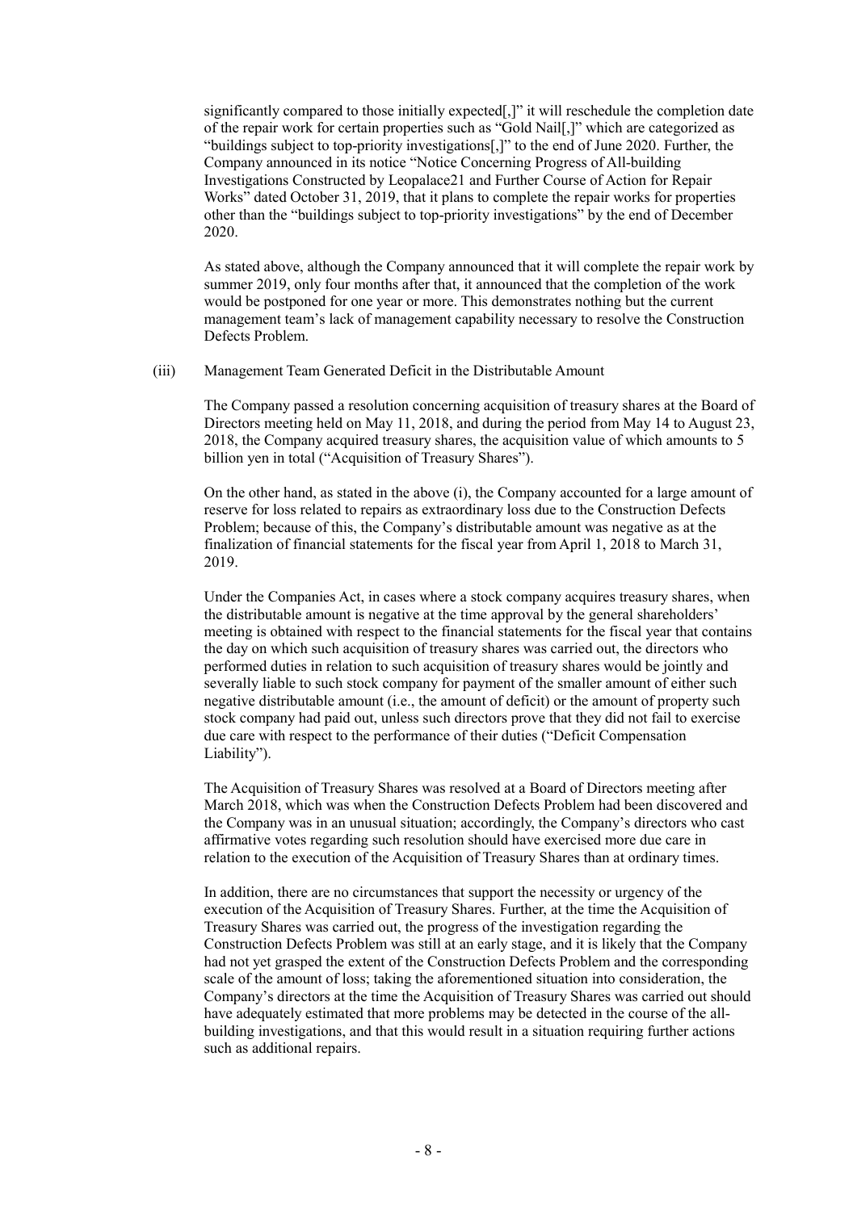significantly compared to those initially expected[,]" it will reschedule the completion date of the repair work for certain properties such as "Gold Nail[,]" which are categorized as "buildings subject to top-priority investigations[,]" to the end of June 2020. Further, the Company announced in its notice "Notice Concerning Progress of All-building Investigations Constructed by Leopalace21 and Further Course of Action for Repair Works" dated October 31, 2019, that it plans to complete the repair works for properties other than the "buildings subject to top-priority investigations" by the end of December 2020.

As stated above, although the Company announced that it will complete the repair work by summer 2019, only four months after that, it announced that the completion of the work would be postponed for one year or more. This demonstrates nothing but the current management team's lack of management capability necessary to resolve the Construction Defects Problem.

(iii) Management Team Generated Deficit in the Distributable Amount

The Company passed a resolution concerning acquisition of treasury shares at the Board of Directors meeting held on May 11, 2018, and during the period from May 14 to August 23, 2018, the Company acquired treasury shares, the acquisition value of which amounts to 5 billion yen in total ("Acquisition of Treasury Shares").

On the other hand, as stated in the above (i), the Company accounted for a large amount of reserve for loss related to repairs as extraordinary loss due to the Construction Defects Problem; because of this, the Company's distributable amount was negative as at the finalization of financial statements for the fiscal year from April 1, 2018 to March 31, 2019.

Under the Companies Act, in cases where a stock company acquires treasury shares, when the distributable amount is negative at the time approval by the general shareholders' meeting is obtained with respect to the financial statements for the fiscal year that contains the day on which such acquisition of treasury shares was carried out, the directors who performed duties in relation to such acquisition of treasury shares would be jointly and severally liable to such stock company for payment of the smaller amount of either such negative distributable amount (i.e., the amount of deficit) or the amount of property such stock company had paid out, unless such directors prove that they did not fail to exercise due care with respect to the performance of their duties ("Deficit Compensation Liability").

The Acquisition of Treasury Shares was resolved at a Board of Directors meeting after March 2018, which was when the Construction Defects Problem had been discovered and the Company was in an unusual situation; accordingly, the Company's directors who cast affirmative votes regarding such resolution should have exercised more due care in relation to the execution of the Acquisition of Treasury Shares than at ordinary times.

In addition, there are no circumstances that support the necessity or urgency of the execution of the Acquisition of Treasury Shares. Further, at the time the Acquisition of Treasury Shares was carried out, the progress of the investigation regarding the Construction Defects Problem was still at an early stage, and it is likely that the Company had not yet grasped the extent of the Construction Defects Problem and the corresponding scale of the amount of loss; taking the aforementioned situation into consideration, the Company's directors at the time the Acquisition of Treasury Shares was carried out should have adequately estimated that more problems may be detected in the course of the all-building investigations, and that this would result in a situation requiring further actions such as additional repairs.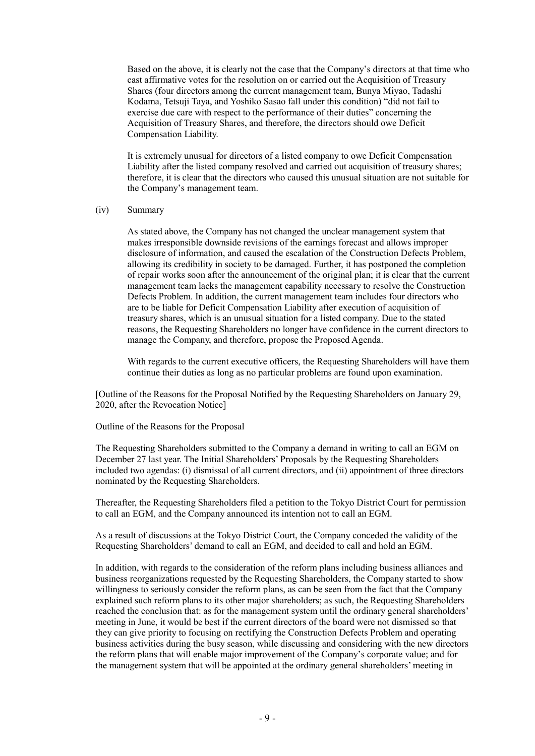Based on the above, it is clearly not the case that the Company's directors at that time who cast affirmative votes for the resolution on or carried out the Acquisition of Treasury Shares (four directors among the current management team, Bunya Miyao, Tadashi Kodama, Tetsuji Taya, and Yoshiko Sasao fall under this condition) "did not fail to exercise due care with respect to the performance of their duties" concerning the Acquisition of Treasury Shares, and therefore, the directors should owe Deficit Compensation Liability.

It is extremely unusual for directors of a listed company to owe Deficit Compensation Liability after the listed company resolved and carried out acquisition of treasury shares; therefore, it is clear that the directors who caused this unusual situation are not suitable for the Company's management team.

(iv) Summary

As stated above, the Company has not changed the unclear management system that makes irresponsible downside revisions of the earnings forecast and allows improper disclosure of information, and caused the escalation of the Construction Defects Problem, allowing its credibility in society to be damaged. Further, it has postponed the completion of repair works soon after the announcement of the original plan; it is clear that the current management team lacks the management capability necessary to resolve the Construction Defects Problem. In addition, the current management team includes four directors who are to be liable for Deficit Compensation Liability after execution of acquisition of treasury shares, which is an unusual situation for a listed company. Due to the stated reasons, the Requesting Shareholders no longer have confidence in the current directors to manage the Company, and therefore, propose the Proposed Agenda.

With regards to the current executive officers, the Requesting Shareholders will have them continue their duties as long as no particular problems are found upon examination.

[Outline of the Reasons for the Proposal Notified by the Requesting Shareholders on January 29, 2020, after the Revocation Notice]

Outline of the Reasons for the Proposal

The Requesting Shareholders submitted to the Company a demand in writing to call an EGM on December 27 last year. The Initial Shareholders' Proposals by the Requesting Shareholders included two agendas: (i) dismissal of all current directors, and (ii) appointment of three directors nominated by the Requesting Shareholders.

Thereafter, the Requesting Shareholders filed a petition to the Tokyo District Court for permission to call an EGM, and the Company announced its intention not to call an EGM.

As a result of discussions at the Tokyo District Court, the Company conceded the validity of the Requesting Shareholders' demand to call an EGM, and decided to call and hold an EGM.

In addition, with regards to the consideration of the reform plans including business alliances and business reorganizations requested by the Requesting Shareholders, the Company started to show willingness to seriously consider the reform plans, as can be seen from the fact that the Company explained such reform plans to its other major shareholders; as such, the Requesting Shareholders reached the conclusion that: as for the management system until the ordinary general shareholders' meeting in June, it would be best if the current directors of the board were not dismissed so that they can give priority to focusing on rectifying the Construction Defects Problem and operating business activities during the busy season, while discussing and considering with the new directors the reform plans that will enable major improvement of the Company's corporate value; and for the management system that will be appointed at the ordinary general shareholders' meeting in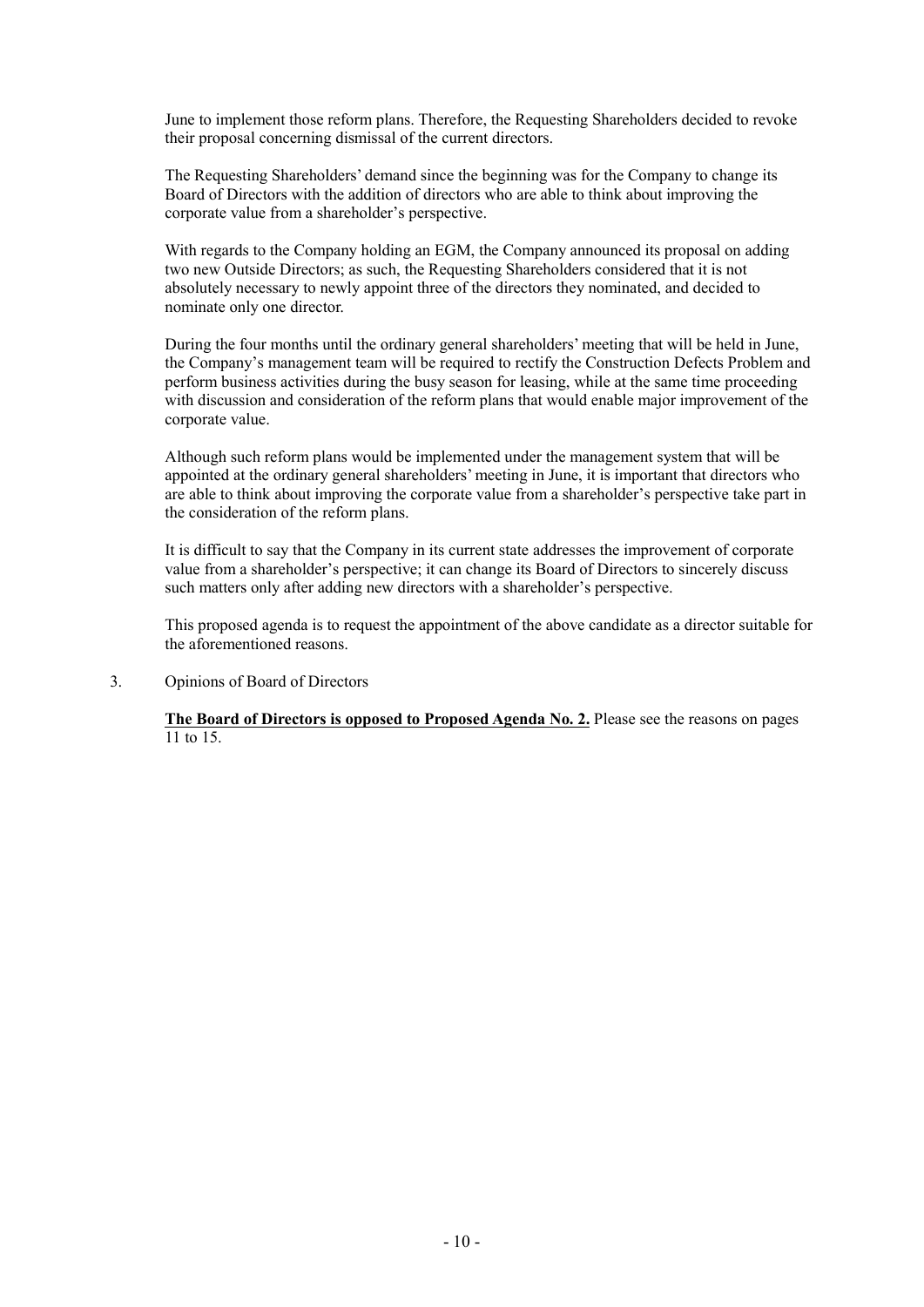June to implement those reform plans. Therefore, the Requesting Shareholders decided to revoke their proposal concerning dismissal of the current directors.

The Requesting Shareholders' demand since the beginning was for the Company to change its Board of Directors with the addition of directors who are able to think about improving the corporate value from a shareholder's perspective.

With regards to the Company holding an EGM, the Company announced its proposal on adding two new Outside Directors; as such, the Requesting Shareholders considered that it is not absolutely necessary to newly appoint three of the directors they nominated, and decided to nominate only one director.

During the four months until the ordinary general shareholders' meeting that will be held in June, the Company's management team will be required to rectify the Construction Defects Problem and perform business activities during the busy season for leasing, while at the same time proceeding with discussion and consideration of the reform plans that would enable major improvement of the corporate value.

Although such reform plans would be implemented under the management system that will be appointed at the ordinary general shareholders' meeting in June, it is important that directors who are able to think about improving the corporate value from a shareholder's perspective take part in the consideration of the reform plans.

It is difficult to say that the Company in its current state addresses the improvement of corporate value from a shareholder's perspective; it can change its Board of Directors to sincerely discuss such matters only after adding new directors with a shareholder's perspective.

This proposed agenda is to request the appointment of the above candidate as a director suitable for the aforementioned reasons.

3. Opinions of Board of Directors

**The Board of Directors is opposed to Proposed Agenda No. 2.** Please see the reasons on pages 11 to 15.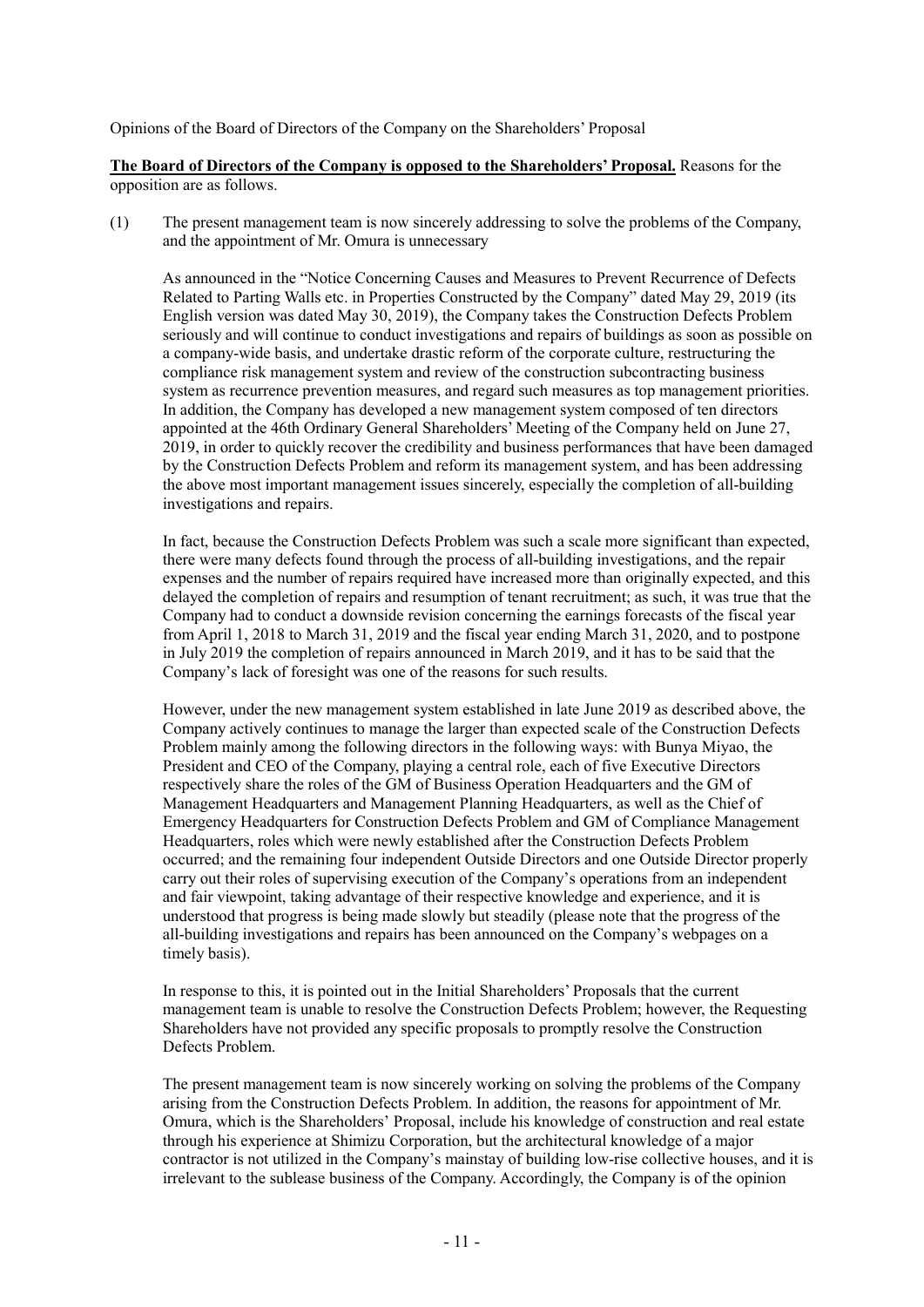Opinions of the Board of Directors of the Company on the Shareholders' Proposal

**<u>The Board of Directors of the Company is opposed to the Shareholders' Proposal.</u>** Reasons for the opposition are as follows.

(1) The present management team is now sincerely addressing to solve the problems of the Company, and the appointment of Mr. Omura is unnecessary

As announced in the "Notice Concerning Causes and Measures to Prevent Recurrence of Defects Related to Parting Walls etc. in Properties Constructed by the Company" dated May 29, 2019 (its English version was dated May 30, 2019), the Company takes the Construction Defects Problem seriously and will continue to conduct investigations and repairs of buildings as soon as possible on a company-wide basis, and undertake drastic reform of the corporate culture, restructuring the compliance risk management system and review of the construction subcontracting business system as recurrence prevention measures, and regard such measures as top management priorities. In addition, the Company has developed a new management system composed of ten directors appointed at the 46th Ordinary General Shareholders' Meeting of the Company held on June 27, 2019, in order to quickly recover the credibility and business performances that have been damaged by the Construction Defects Problem and reform its management system, and has been addressing the above most important management issues sincerely, especially the completion of all-building investigations and repairs.

In fact, because the Construction Defects Problem was such a scale more significant than expected, there were many defects found through the process of all-building investigations, and the repair expenses and the number of repairs required have increased more than originally expected, and this delayed the completion of repairs and resumption of tenant recruitment; as such, it was true that the Company had to conduct a downside revision concerning the earnings forecasts of the fiscal year from April 1, 2018 to March 31, 2019 and the fiscal year ending March 31, 2020, and to postpone in July 2019 the completion of repairs announced in March 2019, and it has to be said that the Company's lack of foresight was one of the reasons for such results.

However, under the new management system established in late June 2019 as described above, the Company actively continues to manage the larger than expected scale of the Construction Defects Problem mainly among the following directors in the following ways: with Bunya Miyao, the President and CEO of the Company, playing a central role, each of five Executive Directors respectively share the roles of the GM of Business Operation Headquarters and the GM of Management Headquarters and Management Planning Headquarters, as well as the Chief of Emergency Headquarters for Construction Defects Problem and GM of Compliance Management Headquarters, roles which were newly established after the Construction Defects Problem occurred; and the remaining four independent Outside Directors and one Outside Director properly carry out their roles of supervising execution of the Company's operations from an independent and fair viewpoint, taking advantage of their respective knowledge and experience, and it is understood that progress is being made slowly but steadily (please note that the progress of the all-building investigations and repairs has been announced on the Company's webpages on a timely basis).

In response to this, it is pointed out in the Initial Shareholders' Proposals that the current management team is unable to resolve the Construction Defects Problem; however, the Requesting Shareholders have not provided any specific proposals to promptly resolve the Construction Defects Problem.

The present management team is now sincerely working on solving the problems of the Company arising from the Construction Defects Problem. In addition, the reasons for appointment of Mr. Omura, which is the Shareholders' Proposal, include his knowledge of construction and real estate through his experience at Shimizu Corporation, but the architectural knowledge of a major contractor is not utilized in the Company's mainstay of building low-rise collective houses, and it is irrelevant to the sublease business of the Company. Accordingly, the Company is of the opinion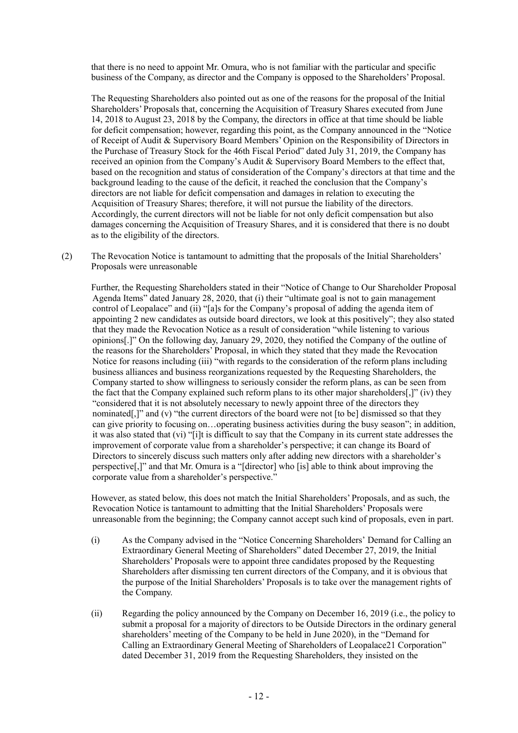that there is no need to appoint Mr. Omura, who is not familiar with the particular and specific business of the Company, as director and the Company is opposed to the Shareholders' Proposal.

The Requesting Shareholders also pointed out as one of the reasons for the proposal of the Initial Shareholders' Proposals that, concerning the Acquisition of Treasury Shares executed from June 14, 2018 to August 23, 2018 by the Company, the directors in office at that time should be liable for deficit compensation; however, regarding this point, as the Company announced in the "Notice of Receipt of Audit & Supervisory Board Members' Opinion on the Responsibility of Directors in the Purchase of Treasury Stock for the 46th Fiscal Period" dated July 31, 2019, the Company has received an opinion from the Company's Audit & Supervisory Board Members to the effect that, based on the recognition and status of consideration of the Company's directors at that time and the background leading to the cause of the deficit, it reached the conclusion that the Company's directors are not liable for deficit compensation and damages in relation to executing the Acquisition of Treasury Shares; therefore, it will not pursue the liability of the directors. Accordingly, the current directors will not be liable for not only deficit compensation but also damages concerning the Acquisition of Treasury Shares, and it is considered that there is no doubt as to the eligibility of the directors.

(2) The Revocation Notice is tantamount to admitting that the proposals of the Initial Shareholders' Proposals were unreasonable

Further, the Requesting Shareholders stated in their "Notice of Change to Our Shareholder Proposal Agenda Items" dated January 28, 2020, that (i) their "ultimate goal is not to gain management control of Leopalace" and (ii) "[a]s for the Company's proposal of adding the agenda item of appointing 2 new candidates as outside board directors, we look at this positively"; they also stated that they made the Revocation Notice as a result of consideration "while listening to various opinions[.]" On the following day, January 29, 2020, they notified the Company of the outline of the reasons for the Shareholders' Proposal, in which they stated that they made the Revocation Notice for reasons including (iii) "with regards to the consideration of the reform plans including business alliances and business reorganizations requested by the Requesting Shareholders, the Company started to show willingness to seriously consider the reform plans, as can be seen from the fact that the Company explained such reform plans to its other major shareholders[,]" (iv) they "considered that it is not absolutely necessary to newly appoint three of the directors they nominated[,]" and (v) "the current directors of the board were not [to be] dismissed so that they can give priority to focusing on…operating business activities during the busy season"; in addition, it was also stated that (vi) "[i]t is difficult to say that the Company in its current state addresses the improvement of corporate value from a shareholder's perspective; it can change its Board of Directors to sincerely discuss such matters only after adding new directors with a shareholder's perspective[,]" and that Mr. Omura is a "[director] who [is] able to think about improving the corporate value from a shareholder's perspective."

However, as stated below, this does not match the Initial Shareholders' Proposals, and as such, the Revocation Notice is tantamount to admitting that the Initial Shareholders' Proposals were unreasonable from the beginning; the Company cannot accept such kind of proposals, even in part.

(i) As the Company advised in the "Notice Concerning Shareholders' Demand for Calling an Extraordinary General Meeting of Shareholders" dated December 27, 2019, the Initial Shareholders' Proposals were to appoint three candidates proposed by the Requesting Shareholders after dismissing ten current directors of the Company, and it is obvious that the purpose of the Initial Shareholders' Proposals is to take over the management rights of the Company.

(ii) Regarding the policy announced by the Company on December 16, 2019 (i.e., the policy to submit a proposal for a majority of directors to be Outside Directors in the ordinary general shareholders' meeting of the Company to be held in June 2020), in the "Demand for Calling an Extraordinary General Meeting of Shareholders of Leopalace21 Corporation" dated December 31, 2019 from the Requesting Shareholders, they insisted on the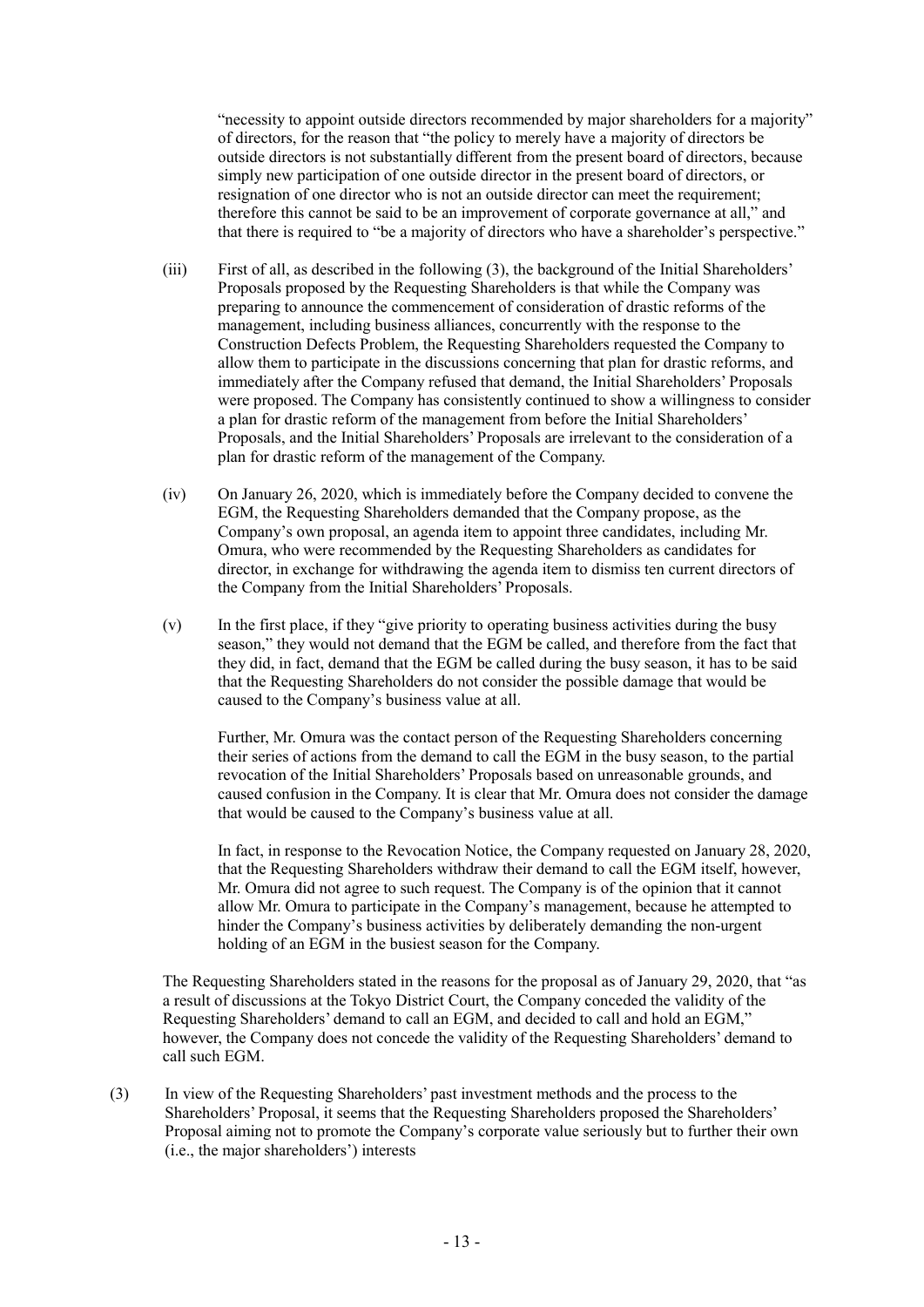"necessity to appoint outside directors recommended by major shareholders for a majority" of directors, for the reason that "the policy to merely have a majority of directors be outside directors is not substantially different from the present board of directors, because simply new participation of one outside director in the present board of directors, or resignation of one director who is not an outside director can meet the requirement; therefore this cannot be said to be an improvement of corporate governance at all," and that there is required to "be a majority of directors who have a shareholder's perspective."

(iii) First of all, as described in the following (3), the background of the Initial Shareholders' Proposals proposed by the Requesting Shareholders is that while the Company was preparing to announce the commencement of consideration of drastic reforms of the management, including business alliances, concurrently with the response to the Construction Defects Problem, the Requesting Shareholders requested the Company to allow them to participate in the discussions concerning that plan for drastic reforms, and immediately after the Company refused that demand, the Initial Shareholders' Proposals were proposed. The Company has consistently continued to show a willingness to consider a plan for drastic reform of the management from before the Initial Shareholders' Proposals, and the Initial Shareholders' Proposals are irrelevant to the consideration of a plan for drastic reform of the management of the Company.

(iv) On January 26, 2020, which is immediately before the Company decided to convene the EGM, the Requesting Shareholders demanded that the Company propose, as the Company's own proposal, an agenda item to appoint three candidates, including Mr. Omura, who were recommended by the Requesting Shareholders as candidates for director, in exchange for withdrawing the agenda item to dismiss ten current directors of the Company from the Initial Shareholders' Proposals.

(v) In the first place, if they "give priority to operating business activities during the busy season," they would not demand that the EGM be called, and therefore from the fact that they did, in fact, demand that the EGM be called during the busy season, it has to be said that the Requesting Shareholders do not consider the possible damage that would be caused to the Company's business value at all.

Further, Mr. Omura was the contact person of the Requesting Shareholders concerning their series of actions from the demand to call the EGM in the busy season, to the partial revocation of the Initial Shareholders' Proposals based on unreasonable grounds, and caused confusion in the Company. It is clear that Mr. Omura does not consider the damage that would be caused to the Company's business value at all.

In fact, in response to the Revocation Notice, the Company requested on January 28, 2020, that the Requesting Shareholders withdraw their demand to call the EGM itself, however, Mr. Omura did not agree to such request. The Company is of the opinion that it cannot allow Mr. Omura to participate in the Company's management, because he attempted to hinder the Company's business activities by deliberately demanding the non-urgent holding of an EGM in the busiest season for the Company.

The Requesting Shareholders stated in the reasons for the proposal as of January 29, 2020, that "as a result of discussions at the Tokyo District Court, the Company conceded the validity of the Requesting Shareholders' demand to call an EGM, and decided to call and hold an EGM," however, the Company does not concede the validity of the Requesting Shareholders' demand to call such EGM.

(3) In view of the Requesting Shareholders' past investment methods and the process to the Shareholders' Proposal, it seems that the Requesting Shareholders proposed the Shareholders' Proposal aiming not to promote the Company's corporate value seriously but to further their own (i.e., the major shareholders') interests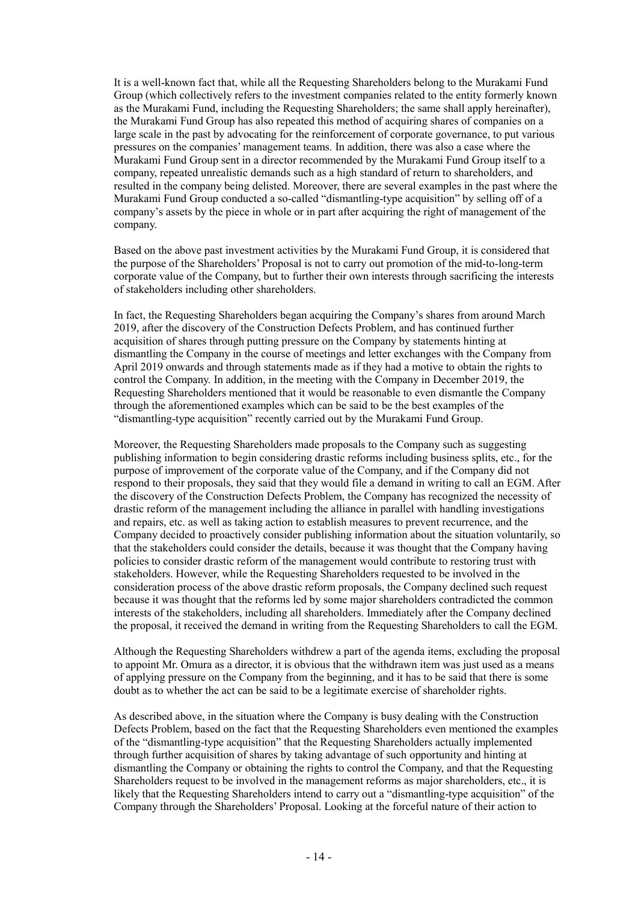It is a well-known fact that, while all the Requesting Shareholders belong to the Murakami Fund Group (which collectively refers to the investment companies related to the entity formerly known as the Murakami Fund, including the Requesting Shareholders; the same shall apply hereinafter), the Murakami Fund Group has also repeated this method of acquiring shares of companies on a large scale in the past by advocating for the reinforcement of corporate governance, to put various pressures on the companies' management teams. In addition, there was also a case where the Murakami Fund Group sent in a director recommended by the Murakami Fund Group itself to a company, repeated unrealistic demands such as a high standard of return to shareholders, and resulted in the company being delisted. Moreover, there are several examples in the past where the Murakami Fund Group conducted a so-called "dismantling-type acquisition" by selling off of a company's assets by the piece in whole or in part after acquiring the right of management of the company.

Based on the above past investment activities by the Murakami Fund Group, it is considered that the purpose of the Shareholders' Proposal is not to carry out promotion of the mid-to-long-term corporate value of the Company, but to further their own interests through sacrificing the interests of stakeholders including other shareholders.

In fact, the Requesting Shareholders began acquiring the Company's shares from around March 2019, after the discovery of the Construction Defects Problem, and has continued further acquisition of shares through putting pressure on the Company by statements hinting at dismantling the Company in the course of meetings and letter exchanges with the Company from April 2019 onwards and through statements made as if they had a motive to obtain the rights to control the Company. In addition, in the meeting with the Company in December 2019, the Requesting Shareholders mentioned that it would be reasonable to even dismantle the Company through the aforementioned examples which can be said to be the best examples of the "dismantling-type acquisition" recently carried out by the Murakami Fund Group.

Moreover, the Requesting Shareholders made proposals to the Company such as suggesting publishing information to begin considering drastic reforms including business splits, etc., for the purpose of improvement of the corporate value of the Company, and if the Company did not respond to their proposals, they said that they would file a demand in writing to call an EGM. After the discovery of the Construction Defects Problem, the Company has recognized the necessity of drastic reform of the management including the alliance in parallel with handling investigations and repairs, etc. as well as taking action to establish measures to prevent recurrence, and the Company decided to proactively consider publishing information about the situation voluntarily, so that the stakeholders could consider the details, because it was thought that the Company having policies to consider drastic reform of the management would contribute to restoring trust with stakeholders. However, while the Requesting Shareholders requested to be involved in the consideration process of the above drastic reform proposals, the Company declined such request because it was thought that the reforms led by some major shareholders contradicted the common interests of the stakeholders, including all shareholders. Immediately after the Company declined the proposal, it received the demand in writing from the Requesting Shareholders to call the EGM.

Although the Requesting Shareholders withdrew a part of the agenda items, excluding the proposal to appoint Mr. Omura as a director, it is obvious that the withdrawn item was just used as a means of applying pressure on the Company from the beginning, and it has to be said that there is some doubt as to whether the act can be said to be a legitimate exercise of shareholder rights.

As described above, in the situation where the Company is busy dealing with the Construction Defects Problem, based on the fact that the Requesting Shareholders even mentioned the examples of the "dismantling-type acquisition" that the Requesting Shareholders actually implemented through further acquisition of shares by taking advantage of such opportunity and hinting at dismantling the Company or obtaining the rights to control the Company, and that the Requesting Shareholders request to be involved in the management reforms as major shareholders, etc., it is likely that the Requesting Shareholders intend to carry out a "dismantling-type acquisition" of the Company through the Shareholders' Proposal. Looking at the forceful nature of their action to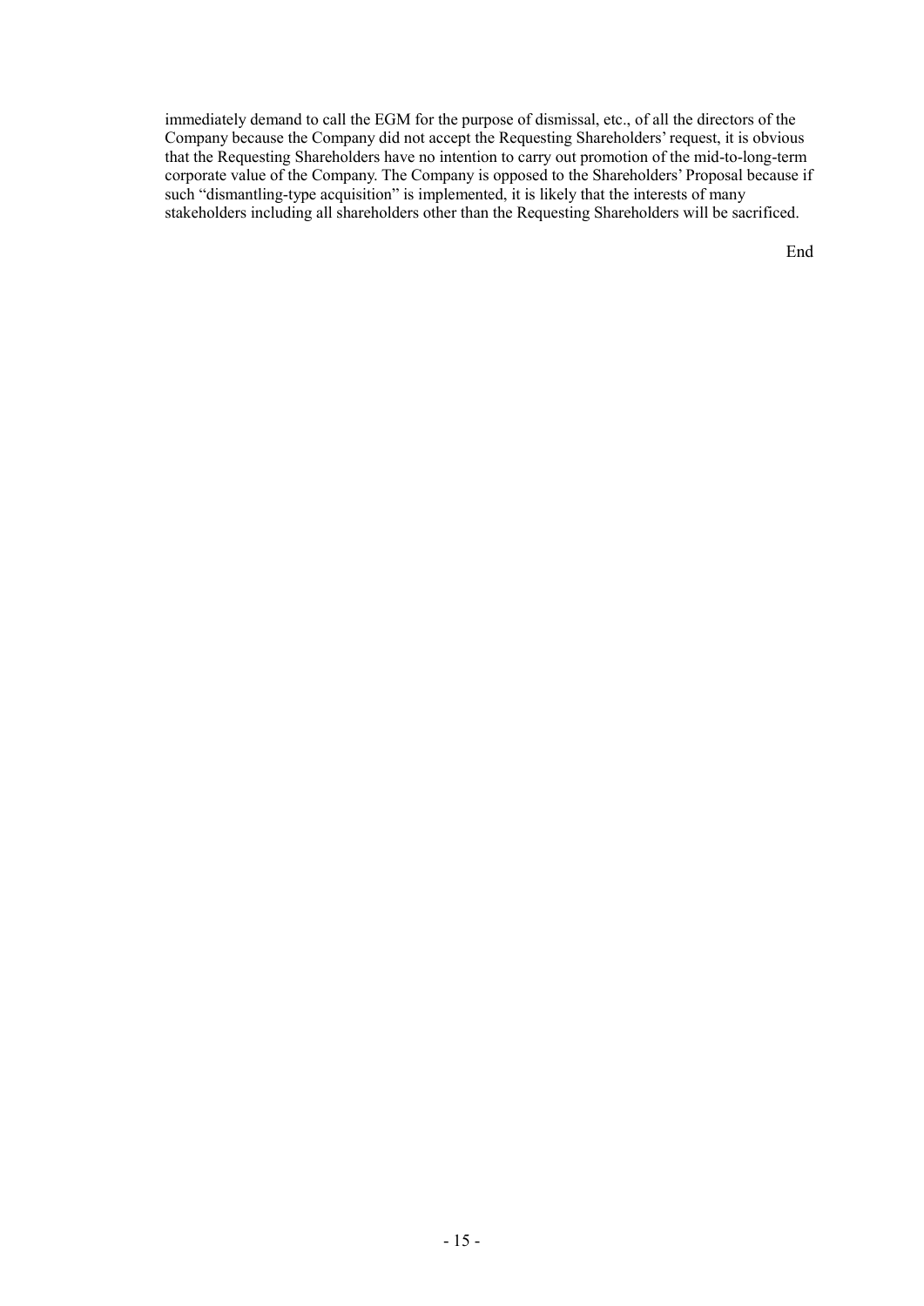immediately demand to call the EGM for the purpose of dismissal, etc., of all the directors of the Company because the Company did not accept the Requesting Shareholders' request, it is obvious that the Requesting Shareholders have no intention to carry out promotion of the mid-to-long-term corporate value of the Company. The Company is opposed to the Shareholders' Proposal because if such "dismantling-type acquisition" is implemented, it is likely that the interests of many stakeholders including all shareholders other than the Requesting Shareholders will be sacrificed.

End